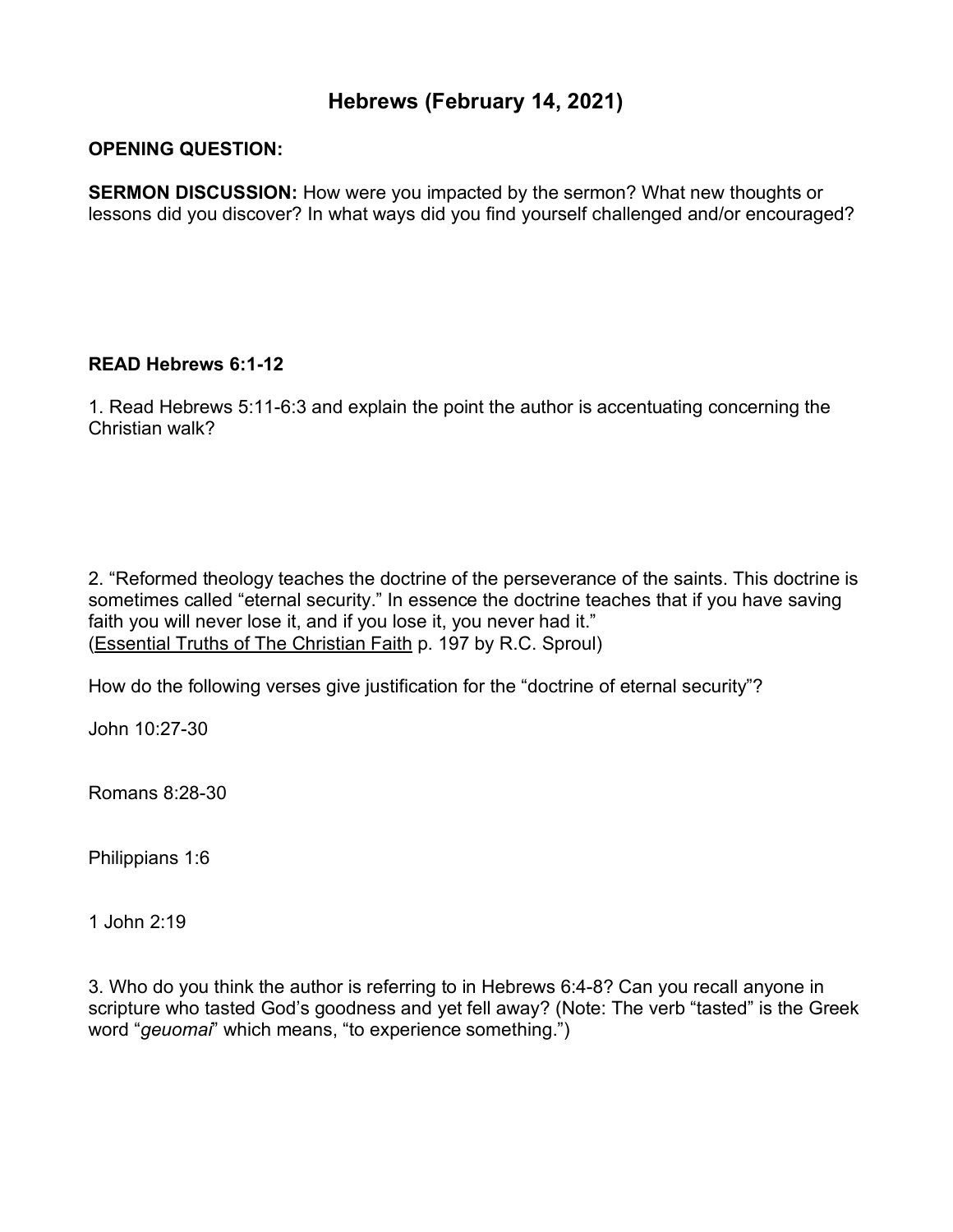# Hebrews (February 14, 2021)

**OPENING QUESTION:**

**SERMON DISCUSSION:** How were you impacted by the sermon? What new thoughts or lessons did you discover? In what ways did you find yourself challenged and/or encouraged?

**READ Hebrews 6:1-12**

1. Read Hebrews 5:11-6:3 and explain the point the author is accentuating concerning the Christian walk?

2. "Reformed theology teaches the doctrine of the perseverance of the saints. This doctrine is sometimes called "eternal security." In essence the doctrine teaches that if you have saving faith you will never lose it, and if you lose it, you never had it." (<u>Essential Truths of The Christian Faith</u> p. 197 by R.C. Sproul)

How do the following verses give justification for the "doctrine of eternal security"?

John 10:27-30

Romans 8:28-30

Philippians 1:6

1 John 2:19

3. Who do you think the author is referring to in Hebrews 6:4-8? Can you recall anyone in scripture who tasted God's goodness and yet fell away? (Note: The verb "tasted" is the Greek word "*geuomai*" which means, "to experience something.")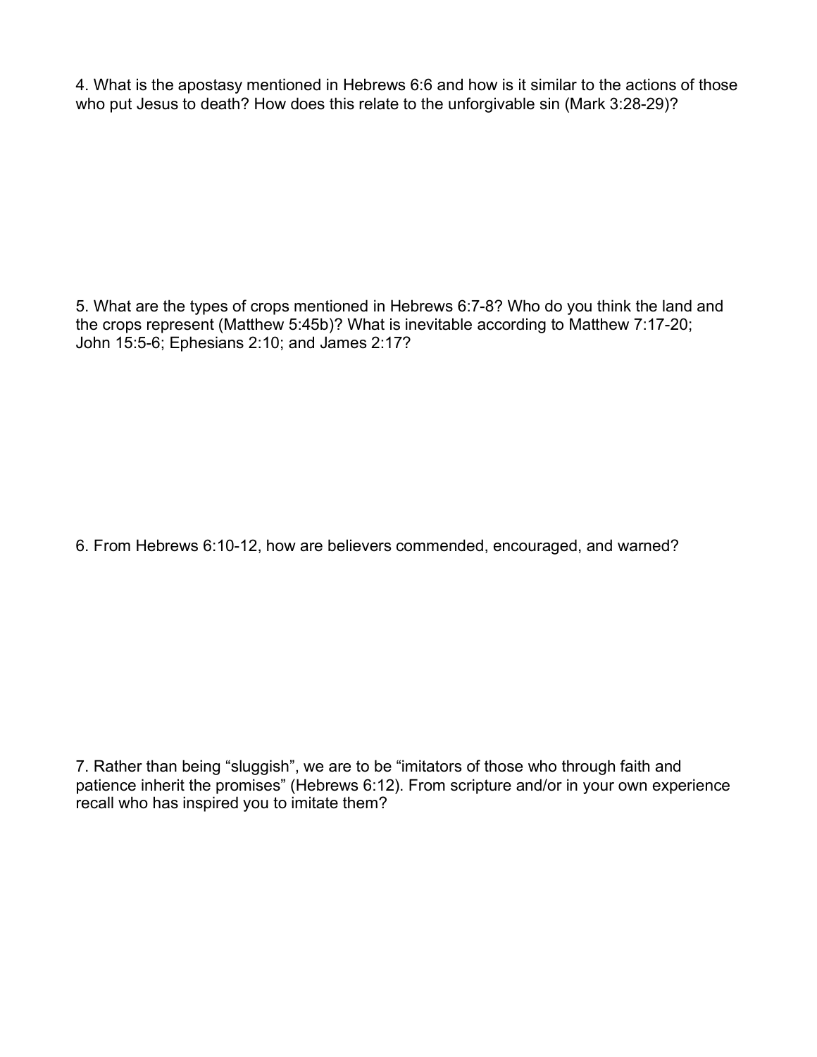4. What is the apostasy mentioned in Hebrews 6:6 and how is it similar to the actions of those who put Jesus to death? How does this relate to the unforgivable sin (Mark 3:28-29)?

5. What are the types of crops mentioned in Hebrews 6:7-8? Who do you think the land and the crops represent (Matthew 5:45b)? What is inevitable according to Matthew 7:17-20; John 15:5-6; Ephesians 2:10; and James 2:17?

6. From Hebrews 6:10-12, how are believers commended, encouraged, and warned?

7. Rather than being "sluggish", we are to be "imitators of those who through faith and patience inherit the promises" (Hebrews 6:12). From scripture and/or in your own experience recall who has inspired you to imitate them?